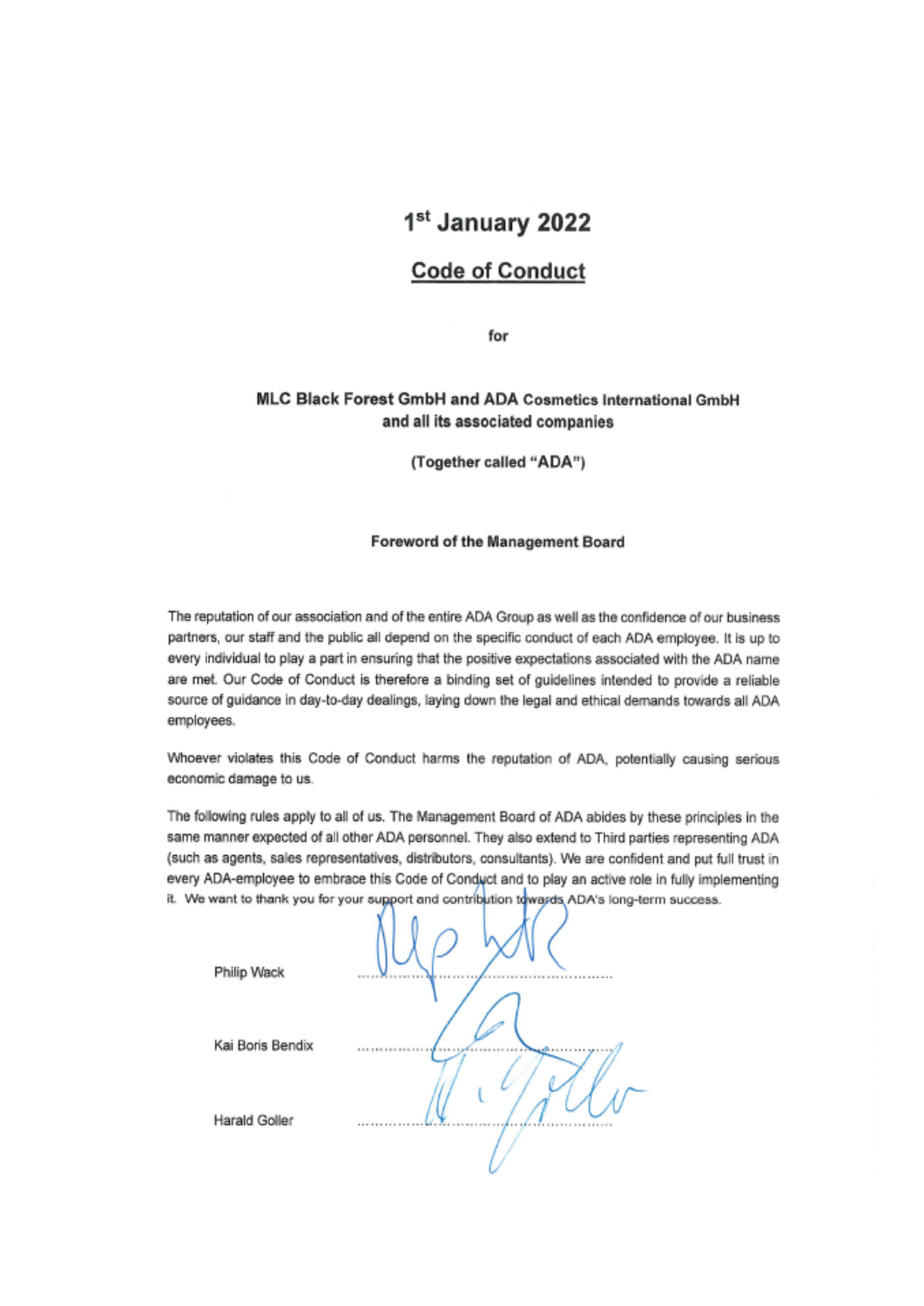# 1st January 2022

## Code of Conduct

for

**MLC Black Forest GmbH and ADA Cosmetics International GmbH and all its associated companies**

**(Together called "ADA")**

### Foreword of the Management Board

The reputation of our association and of the entire ADA Group as well as the confidence of our business partners, our staff and the public all depend on the specific conduct of each ADA employee. It is up to every individual to play a part in ensuring that the positive expectations associated with the ADA name are met. Our Code of Conduct is therefore a binding set of guidelines intended to provide a reliable source of guidance in day-to-day dealings, laying down the legal and ethical demands towards all ADA employees.

Whoever violates this Code of Conduct harms the reputation of ADA, potentially causing serious economic damage to us.

The following rules apply to all of us. The Management Board of ADA abides by these principles in the same manner expected of all other ADA personnel. They also extend to Third parties representing ADA (such as agents, sales representatives, distributors, consultants). We are confident and put full trust in every ADA-employee to embrace this Code of Conduct and to play an active role in fully implementing it. We want to thank you for your support and contribution towards ADA's long-term success.

Philip Wack ..............................................

Kai Boris Bendix ..............................................

Harald Goller ..............................................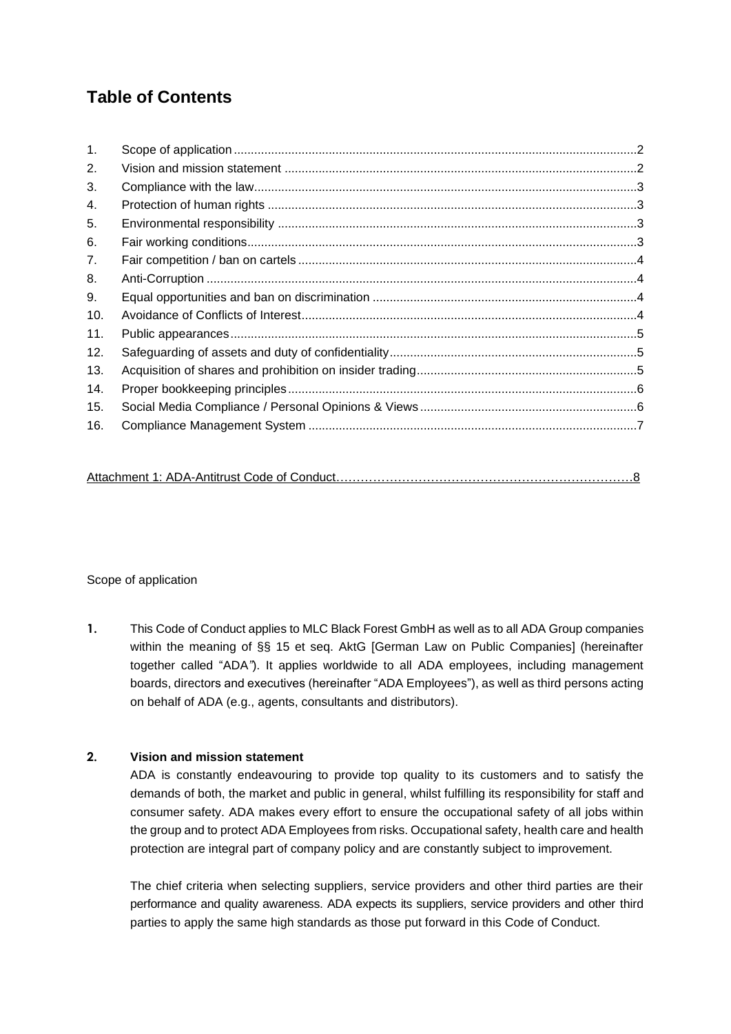# Table of Contents

| | | |
|---|---|---|
| 1. | Scope of application | 2 |
| 2. | Vision and mission statement | 2 |
| 3. | Compliance with the law | 3 |
| 4. | Protection of human rights | 3 |
| 5. | Environmental responsibility | 3 |
| 6. | Fair working conditions | 3 |
| 7. | Fair competition / ban on cartels | 4 |
| 8. | Anti-Corruption | 4 |
| 9. | Equal opportunities and ban on discrimination | 4 |
| 10. | Avoidance of Conflicts of Interest | 4 |
| 11. | Public appearances | 5 |
| 12. | Safeguarding of assets and duty of confidentiality | 5 |
| 13. | Acquisition of shares and prohibition on insider trading | 5 |
| 14. | Proper bookkeeping principles | 6 |
| 15. | Social Media Compliance / Personal Opinions & Views | 6 |
| 16. | Compliance Management System | 7 |

Attachment 1: ADA-Antitrust Code of Conduct.......................................................................8

Scope of application

**1.** This Code of Conduct applies to MLC Black Forest GmbH as well as to all ADA Group companies within the meaning of §§ 15 et seq. AktG [German Law on Public Companies] (hereinafter together called "ADA"). It applies worldwide to all ADA employees, including management boards, directors and executives (hereinafter "ADA Employees"), as well as third persons acting on behalf of ADA (e.g., agents, consultants and distributors).

## 2. Vision and mission statement

ADA is constantly endeavouring to provide top quality to its customers and to satisfy the demands of both, the market and public in general, whilst fulfilling its responsibility for staff and consumer safety. ADA makes every effort to ensure the occupational safety of all jobs within the group and to protect ADA Employees from risks. Occupational safety, health care and health protection are integral part of company policy and are constantly subject to improvement.

The chief criteria when selecting suppliers, service providers and other third parties are their performance and quality awareness. ADA expects its suppliers, service providers and other third parties to apply the same high standards as those put forward in this Code of Conduct.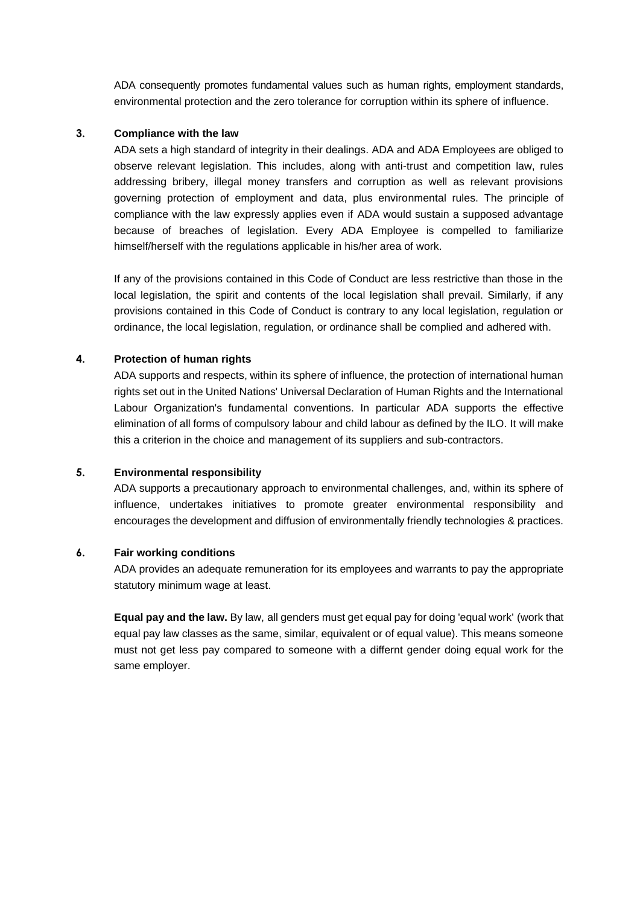ADA consequently promotes fundamental values such as human rights, employment standards, environmental protection and the zero tolerance for corruption within its sphere of influence.

## 3. Compliance with the law

ADA sets a high standard of integrity in their dealings. ADA and ADA Employees are obliged to observe relevant legislation. This includes, along with anti-trust and competition law, rules addressing bribery, illegal money transfers and corruption as well as relevant provisions governing protection of employment and data, plus environmental rules. The principle of compliance with the law expressly applies even if ADA would sustain a supposed advantage because of breaches of legislation. Every ADA Employee is compelled to familiarize himself/herself with the regulations applicable in his/her area of work.

If any of the provisions contained in this Code of Conduct are less restrictive than those in the local legislation, the spirit and contents of the local legislation shall prevail. Similarly, if any provisions contained in this Code of Conduct is contrary to any local legislation, regulation or ordinance, the local legislation, regulation, or ordinance shall be complied and adhered with.

## 4. Protection of human rights

ADA supports and respects, within its sphere of influence, the protection of international human rights set out in the United Nations' Universal Declaration of Human Rights and the International Labour Organization's fundamental conventions. In particular ADA supports the effective elimination of all forms of compulsory labour and child labour as defined by the ILO. It will make this a criterion in the choice and management of its suppliers and sub-contractors.

## 5. Environmental responsibility

ADA supports a precautionary approach to environmental challenges, and, within its sphere of influence, undertakes initiatives to promote greater environmental responsibility and encourages the development and diffusion of environmentally friendly technologies & practices.

## 6. Fair working conditions

ADA provides an adequate remuneration for its employees and warrants to pay the appropriate statutory minimum wage at least.

**Equal pay and the law.** By law, all genders must get equal pay for doing 'equal work' (work that equal pay law classes as the same, similar, equivalent or of equal value). This means someone must not get less pay compared to someone with a differnt gender doing equal work for the same employer.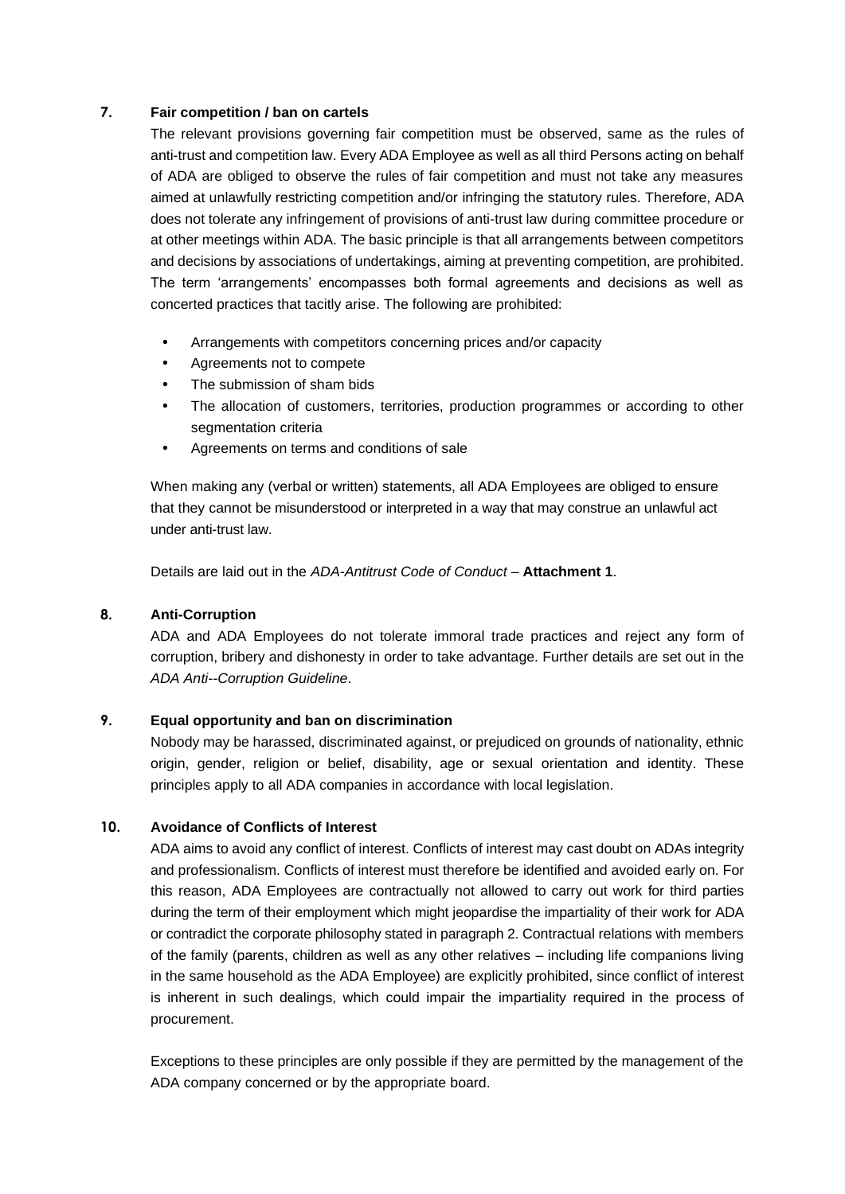## 7. Fair competition / ban on cartels

The relevant provisions governing fair competition must be observed, same as the rules of anti-trust and competition law. Every ADA Employee as well as all third Persons acting on behalf of ADA are obliged to observe the rules of fair competition and must not take any measures aimed at unlawfully restricting competition and/or infringing the statutory rules. Therefore, ADA does not tolerate any infringement of provisions of anti-trust law during committee procedure or at other meetings within ADA. The basic principle is that all arrangements between competitors and decisions by associations of undertakings, aiming at preventing competition, are prohibited. The term 'arrangements' encompasses both formal agreements and decisions as well as concerted practices that tacitly arise. The following are prohibited:

- Arrangements with competitors concerning prices and/or capacity
- Agreements not to compete
- The submission of sham bids
- The allocation of customers, territories, production programmes or according to other segmentation criteria
- Agreements on terms and conditions of sale

When making any (verbal or written) statements, all ADA Employees are obliged to ensure that they cannot be misunderstood or interpreted in a way that may construe an unlawful act under anti-trust law.

Details are laid out in the *ADA-Antitrust Code of Conduct* – **Attachment 1**.

## 8. Anti-Corruption

ADA and ADA Employees do not tolerate immoral trade practices and reject any form of corruption, bribery and dishonesty in order to take advantage. Further details are set out in the *ADA Anti--Corruption Guideline*.

## 9. Equal opportunity and ban on discrimination

Nobody may be harassed, discriminated against, or prejudiced on grounds of nationality, ethnic origin, gender, religion or belief, disability, age or sexual orientation and identity. These principles apply to all ADA companies in accordance with local legislation.

## 10. Avoidance of Conflicts of Interest

ADA aims to avoid any conflict of interest. Conflicts of interest may cast doubt on ADAs integrity and professionalism. Conflicts of interest must therefore be identified and avoided early on. For this reason, ADA Employees are contractually not allowed to carry out work for third parties during the term of their employment which might jeopardise the impartiality of their work for ADA or contradict the corporate philosophy stated in paragraph 2. Contractual relations with members of the family (parents, children as well as any other relatives – including life companions living in the same household as the ADA Employee) are explicitly prohibited, since conflict of interest is inherent in such dealings, which could impair the impartiality required in the process of procurement.

Exceptions to these principles are only possible if they are permitted by the management of the ADA company concerned or by the appropriate board.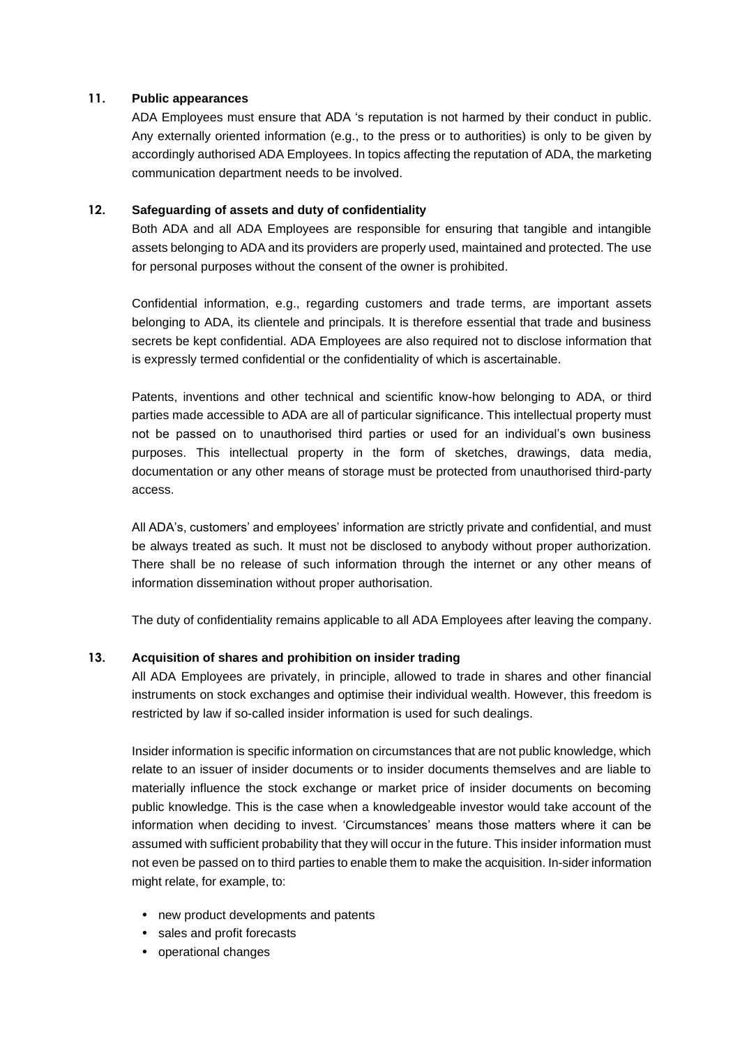## 11. Public appearances

ADA Employees must ensure that ADA 's reputation is not harmed by their conduct in public. Any externally oriented information (e.g., to the press or to authorities) is only to be given by accordingly authorised ADA Employees. In topics affecting the reputation of ADA, the marketing communication department needs to be involved.

## 12. Safeguarding of assets and duty of confidentiality

Both ADA and all ADA Employees are responsible for ensuring that tangible and intangible assets belonging to ADA and its providers are properly used, maintained and protected. The use for personal purposes without the consent of the owner is prohibited.

Confidential information, e.g., regarding customers and trade terms, are important assets belonging to ADA, its clientele and principals. It is therefore essential that trade and business secrets be kept confidential. ADA Employees are also required not to disclose information that is expressly termed confidential or the confidentiality of which is ascertainable.

Patents, inventions and other technical and scientific know-how belonging to ADA, or third parties made accessible to ADA are all of particular significance. This intellectual property must not be passed on to unauthorised third parties or used for an individual's own business purposes. This intellectual property in the form of sketches, drawings, data media, documentation or any other means of storage must be protected from unauthorised third-party access.

All ADA's, customers' and employees' information are strictly private and confidential, and must be always treated as such. It must not be disclosed to anybody without proper authorization. There shall be no release of such information through the internet or any other means of information dissemination without proper authorisation.

The duty of confidentiality remains applicable to all ADA Employees after leaving the company.

## 13. Acquisition of shares and prohibition on insider trading

All ADA Employees are privately, in principle, allowed to trade in shares and other financial instruments on stock exchanges and optimise their individual wealth. However, this freedom is restricted by law if so-called insider information is used for such dealings.

Insider information is specific information on circumstances that are not public knowledge, which relate to an issuer of insider documents or to insider documents themselves and are liable to materially influence the stock exchange or market price of insider documents on becoming public knowledge. This is the case when a knowledgeable investor would take account of the information when deciding to invest. 'Circumstances' means those matters where it can be assumed with sufficient probability that they will occur in the future. This insider information must not even be passed on to third parties to enable them to make the acquisition. In-sider information might relate, for example, to:

- new product developments and patents
- sales and profit forecasts
- operational changes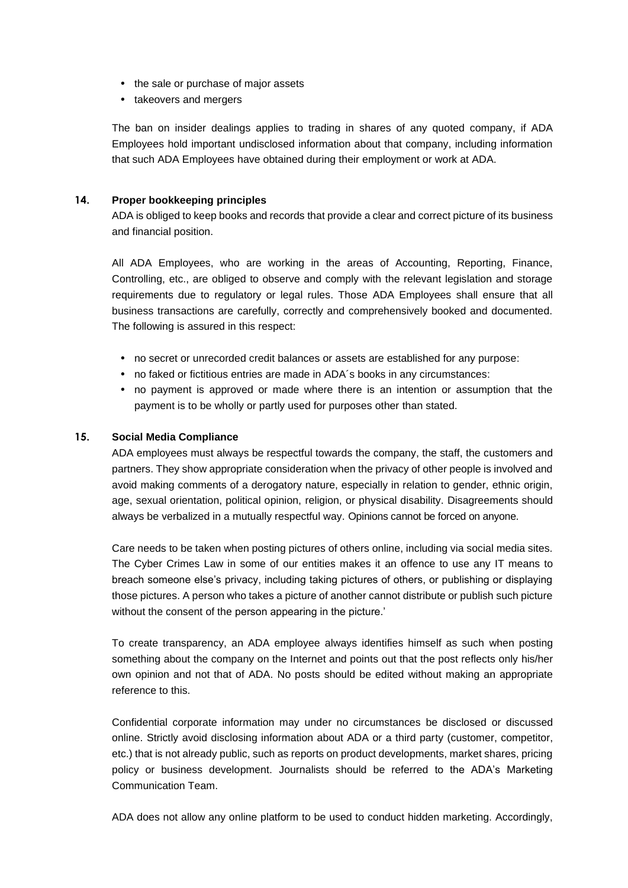- the sale or purchase of major assets
- takeovers and mergers

The ban on insider dealings applies to trading in shares of any quoted company, if ADA Employees hold important undisclosed information about that company, including information that such ADA Employees have obtained during their employment or work at ADA.

## 14. Proper bookkeeping principles

ADA is obliged to keep books and records that provide a clear and correct picture of its business and financial position.

All ADA Employees, who are working in the areas of Accounting, Reporting, Finance, Controlling, etc., are obliged to observe and comply with the relevant legislation and storage requirements due to regulatory or legal rules. Those ADA Employees shall ensure that all business transactions are carefully, correctly and comprehensively booked and documented. The following is assured in this respect:

- no secret or unrecorded credit balances or assets are established for any purpose:
- no faked or fictitious entries are made in ADA´s books in any circumstances:
- no payment is approved or made where there is an intention or assumption that the payment is to be wholly or partly used for purposes other than stated.

## 15. Social Media Compliance

ADA employees must always be respectful towards the company, the staff, the customers and partners. They show appropriate consideration when the privacy of other people is involved and avoid making comments of a derogatory nature, especially in relation to gender, ethnic origin, age, sexual orientation, political opinion, religion, or physical disability. Disagreements should always be verbalized in a mutually respectful way. Opinions cannot be forced on anyone.

Care needs to be taken when posting pictures of others online, including via social media sites. The Cyber Crimes Law in some of our entities makes it an offence to use any IT means to breach someone else's privacy, including taking pictures of others, or publishing or displaying those pictures. A person who takes a picture of another cannot distribute or publish such picture without the consent of the person appearing in the picture.'

To create transparency, an ADA employee always identifies himself as such when posting something about the company on the Internet and points out that the post reflects only his/her own opinion and not that of ADA. No posts should be edited without making an appropriate reference to this.

Confidential corporate information may under no circumstances be disclosed or discussed online. Strictly avoid disclosing information about ADA or a third party (customer, competitor, etc.) that is not already public, such as reports on product developments, market shares, pricing policy or business development. Journalists should be referred to the ADA's Marketing Communication Team.

ADA does not allow any online platform to be used to conduct hidden marketing. Accordingly,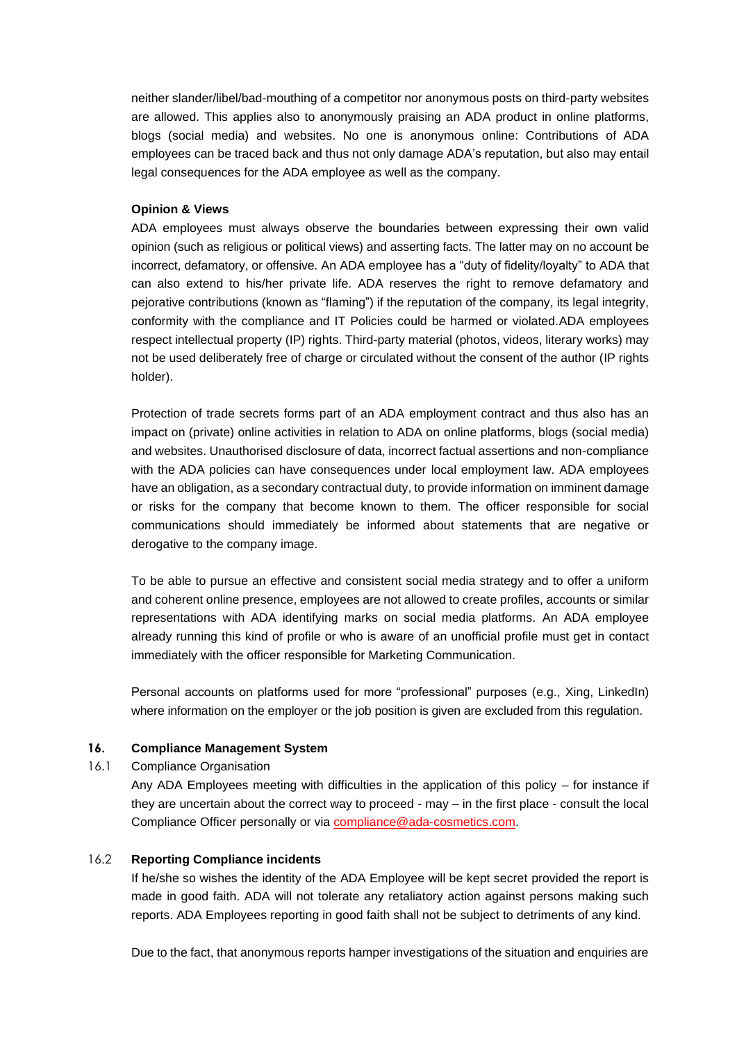neither slander/libel/bad-mouthing of a competitor nor anonymous posts on third-party websites are allowed. This applies also to anonymously praising an ADA product in online platforms, blogs (social media) and websites. No one is anonymous online: Contributions of ADA employees can be traced back and thus not only damage ADA's reputation, but also may entail legal consequences for the ADA employee as well as the company.

**Opinion & Views**

ADA employees must always observe the boundaries between expressing their own valid opinion (such as religious or political views) and asserting facts. The latter may on no account be incorrect, defamatory, or offensive. An ADA employee has a "duty of fidelity/loyalty" to ADA that can also extend to his/her private life. ADA reserves the right to remove defamatory and pejorative contributions (known as "flaming") if the reputation of the company, its legal integrity, conformity with the compliance and IT Policies could be harmed or violated.ADA employees respect intellectual property (IP) rights. Third-party material (photos, videos, literary works) may not be used deliberately free of charge or circulated without the consent of the author (IP rights holder).

Protection of trade secrets forms part of an ADA employment contract and thus also has an impact on (private) online activities in relation to ADA on online platforms, blogs (social media) and websites. Unauthorised disclosure of data, incorrect factual assertions and non-compliance with the ADA policies can have consequences under local employment law. ADA employees have an obligation, as a secondary contractual duty, to provide information on imminent damage or risks for the company that become known to them. The officer responsible for social communications should immediately be informed about statements that are negative or derogative to the company image.

To be able to pursue an effective and consistent social media strategy and to offer a uniform and coherent online presence, employees are not allowed to create profiles, accounts or similar representations with ADA identifying marks on social media platforms. An ADA employee already running this kind of profile or who is aware of an unofficial profile must get in contact immediately with the officer responsible for Marketing Communication.

Personal accounts on platforms used for more "professional" purposes (e.g., Xing, LinkedIn) where information on the employer or the job position is given are excluded from this regulation.

## 16. Compliance Management System

### 16.1 Compliance Organisation

Any ADA Employees meeting with difficulties in the application of this policy – for instance if they are uncertain about the correct way to proceed - may – in the first place - consult the local Compliance Officer personally or via compliance@ada-cosmetics.com.

### 16.2 Reporting Compliance incidents

If he/she so wishes the identity of the ADA Employee will be kept secret provided the report is made in good faith. ADA will not tolerate any retaliatory action against persons making such reports. ADA Employees reporting in good faith shall not be subject to detriments of any kind.

Due to the fact, that anonymous reports hamper investigations of the situation and enquiries are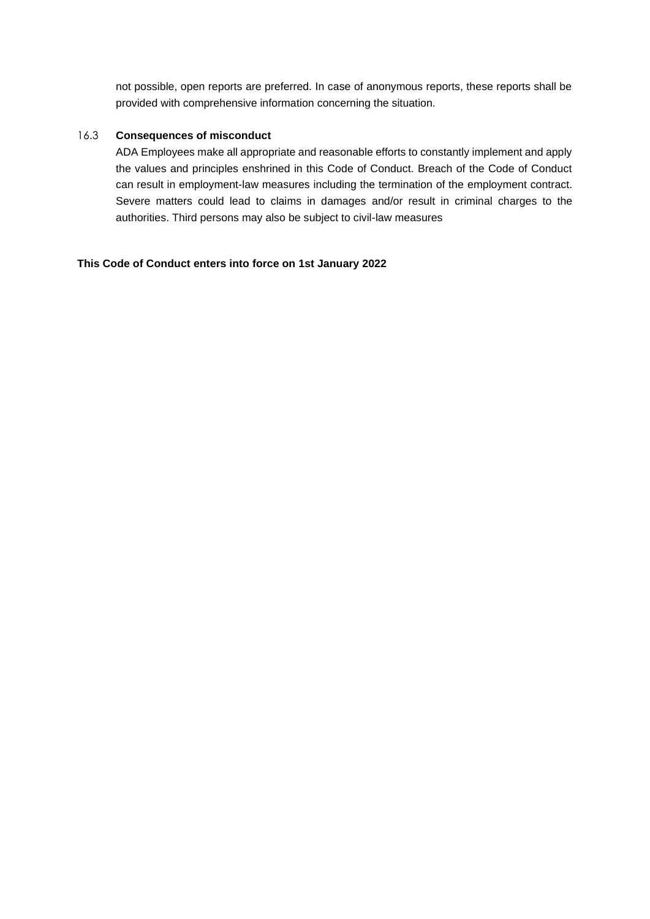not possible, open reports are preferred. In case of anonymous reports, these reports shall be provided with comprehensive information concerning the situation.

### 16.3 Consequences of misconduct

ADA Employees make all appropriate and reasonable efforts to constantly implement and apply the values and principles enshrined in this Code of Conduct. Breach of the Code of Conduct can result in employment-law measures including the termination of the employment contract. Severe matters could lead to claims in damages and/or result in criminal charges to the authorities. Third persons may also be subject to civil-law measures

**This Code of Conduct enters into force on 1st January 2022**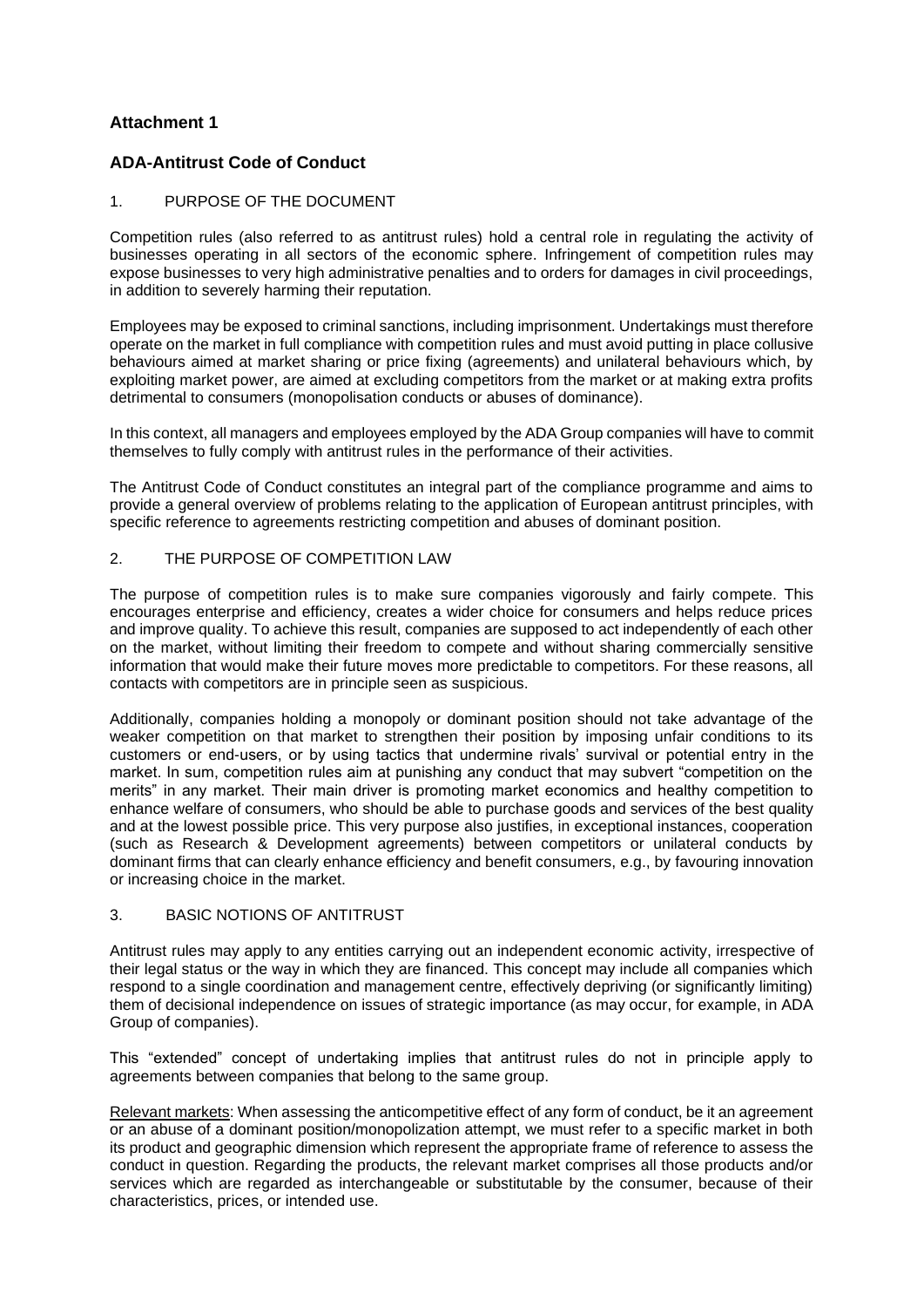## Attachment 1

## ADA-Antitrust Code of Conduct

1. PURPOSE OF THE DOCUMENT

Competition rules (also referred to as antitrust rules) hold a central role in regulating the activity of businesses operating in all sectors of the economic sphere. Infringement of competition rules may expose businesses to very high administrative penalties and to orders for damages in civil proceedings, in addition to severely harming their reputation.

Employees may be exposed to criminal sanctions, including imprisonment. Undertakings must therefore operate on the market in full compliance with competition rules and must avoid putting in place collusive behaviours aimed at market sharing or price fixing (agreements) and unilateral behaviours which, by exploiting market power, are aimed at excluding competitors from the market or at making extra profits detrimental to consumers (monopolisation conducts or abuses of dominance).

In this context, all managers and employees employed by the ADA Group companies will have to commit themselves to fully comply with antitrust rules in the performance of their activities.

The Antitrust Code of Conduct constitutes an integral part of the compliance programme and aims to provide a general overview of problems relating to the application of European antitrust principles, with specific reference to agreements restricting competition and abuses of dominant position.

2. THE PURPOSE OF COMPETITION LAW

The purpose of competition rules is to make sure companies vigorously and fairly compete. This encourages enterprise and efficiency, creates a wider choice for consumers and helps reduce prices and improve quality. To achieve this result, companies are supposed to act independently of each other on the market, without limiting their freedom to compete and without sharing commercially sensitive information that would make their future moves more predictable to competitors. For these reasons, all contacts with competitors are in principle seen as suspicious.

Additionally, companies holding a monopoly or dominant position should not take advantage of the weaker competition on that market to strengthen their position by imposing unfair conditions to its customers or end-users, or by using tactics that undermine rivals' survival or potential entry in the market. In sum, competition rules aim at punishing any conduct that may subvert "competition on the merits" in any market. Their main driver is promoting market economics and healthy competition to enhance welfare of consumers, who should be able to purchase goods and services of the best quality and at the lowest possible price. This very purpose also justifies, in exceptional instances, cooperation (such as Research & Development agreements) between competitors or unilateral conducts by dominant firms that can clearly enhance efficiency and benefit consumers, e.g., by favouring innovation or increasing choice in the market.

3. BASIC NOTIONS OF ANTITRUST

Antitrust rules may apply to any entities carrying out an independent economic activity, irrespective of their legal status or the way in which they are financed. This concept may include all companies which respond to a single coordination and management centre, effectively depriving (or significantly limiting) them of decisional independence on issues of strategic importance (as may occur, for example, in ADA Group of companies).

This "extended" concept of undertaking implies that antitrust rules do not in principle apply to agreements between companies that belong to the same group.

Relevant markets: When assessing the anticompetitive effect of any form of conduct, be it an agreement or an abuse of a dominant position/monopolization attempt, we must refer to a specific market in both its product and geographic dimension which represent the appropriate frame of reference to assess the conduct in question. Regarding the products, the relevant market comprises all those products and/or services which are regarded as interchangeable or substitutable by the consumer, because of their characteristics, prices, or intended use.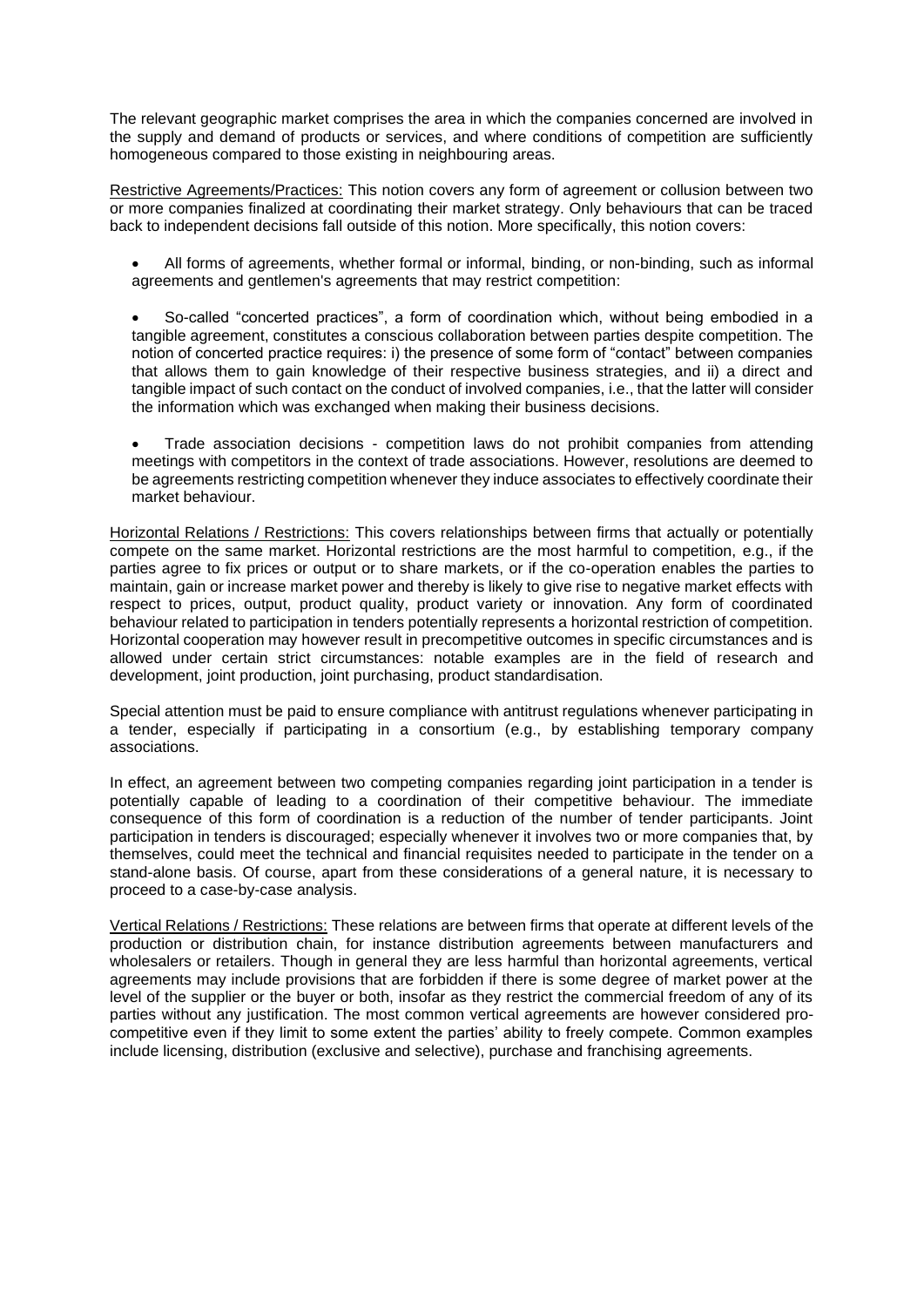The relevant geographic market comprises the area in which the companies concerned are involved in the supply and demand of products or services, and where conditions of competition are sufficiently homogeneous compared to those existing in neighbouring areas.

Restrictive Agreements/Practices: This notion covers any form of agreement or collusion between two or more companies finalized at coordinating their market strategy. Only behaviours that can be traced back to independent decisions fall outside of this notion. More specifically, this notion covers:

- All forms of agreements, whether formal or informal, binding, or non-binding, such as informal agreements and gentlemen's agreements that may restrict competition:

- So-called "concerted practices", a form of coordination which, without being embodied in a tangible agreement, constitutes a conscious collaboration between parties despite competition. The notion of concerted practice requires: i) the presence of some form of "contact" between companies that allows them to gain knowledge of their respective business strategies, and ii) a direct and tangible impact of such contact on the conduct of involved companies, i.e., that the latter will consider the information which was exchanged when making their business decisions.

- Trade association decisions - competition laws do not prohibit companies from attending meetings with competitors in the context of trade associations. However, resolutions are deemed to be agreements restricting competition whenever they induce associates to effectively coordinate their market behaviour.

Horizontal Relations / Restrictions: This covers relationships between firms that actually or potentially compete on the same market. Horizontal restrictions are the most harmful to competition, e.g., if the parties agree to fix prices or output or to share markets, or if the co-operation enables the parties to maintain, gain or increase market power and thereby is likely to give rise to negative market effects with respect to prices, output, product quality, product variety or innovation. Any form of coordinated behaviour related to participation in tenders potentially represents a horizontal restriction of competition. Horizontal cooperation may however result in precompetitive outcomes in specific circumstances and is allowed under certain strict circumstances: notable examples are in the field of research and development, joint production, joint purchasing, product standardisation.

Special attention must be paid to ensure compliance with antitrust regulations whenever participating in a tender, especially if participating in a consortium (e.g., by establishing temporary company associations.

In effect, an agreement between two competing companies regarding joint participation in a tender is potentially capable of leading to a coordination of their competitive behaviour. The immediate consequence of this form of coordination is a reduction of the number of tender participants. Joint participation in tenders is discouraged; especially whenever it involves two or more companies that, by themselves, could meet the technical and financial requisites needed to participate in the tender on a stand-alone basis. Of course, apart from these considerations of a general nature, it is necessary to proceed to a case-by-case analysis.

Vertical Relations / Restrictions: These relations are between firms that operate at different levels of the production or distribution chain, for instance distribution agreements between manufacturers and wholesalers or retailers. Though in general they are less harmful than horizontal agreements, vertical agreements may include provisions that are forbidden if there is some degree of market power at the level of the supplier or the buyer or both, insofar as they restrict the commercial freedom of any of its parties without any justification. The most common vertical agreements are however considered pro-competitive even if they limit to some extent the parties' ability to freely compete. Common examples include licensing, distribution (exclusive and selective), purchase and franchising agreements.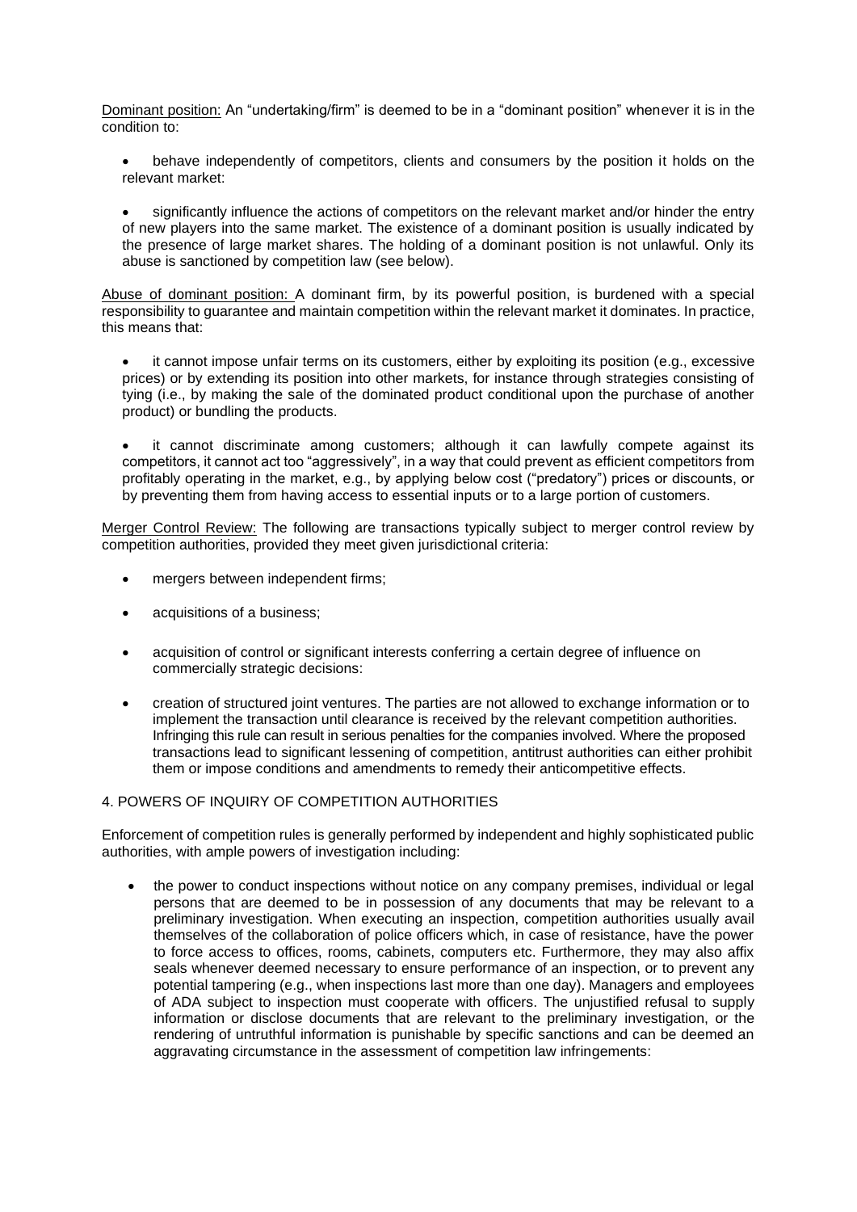<u>Dominant position:</u> An "undertaking/firm" is deemed to be in a "dominant position" whenever it is in the condition to:

- behave independently of competitors, clients and consumers by the position it holds on the relevant market:

- significantly influence the actions of competitors on the relevant market and/or hinder the entry of new players into the same market. The existence of a dominant position is usually indicated by the presence of large market shares. The holding of a dominant position is not unlawful. Only its abuse is sanctioned by competition law (see below).

<u>Abuse of dominant position:</u> A dominant firm, by its powerful position, is burdened with a special responsibility to guarantee and maintain competition within the relevant market it dominates. In practice, this means that:

- it cannot impose unfair terms on its customers, either by exploiting its position (e.g., excessive prices) or by extending its position into other markets, for instance through strategies consisting of tying (i.e., by making the sale of the dominated product conditional upon the purchase of another product) or bundling the products.

- it cannot discriminate among customers; although it can lawfully compete against its competitors, it cannot act too "aggressively", in a way that could prevent as efficient competitors from profitably operating in the market, e.g., by applying below cost ("predatory") prices or discounts, or by preventing them from having access to essential inputs or to a large portion of customers.

<u>Merger Control Review:</u> The following are transactions typically subject to merger control review by competition authorities, provided they meet given jurisdictional criteria:

- mergers between independent firms;

- acquisitions of a business;

- acquisition of control or significant interests conferring a certain degree of influence on commercially strategic decisions:

- creation of structured joint ventures. The parties are not allowed to exchange information or to implement the transaction until clearance is received by the relevant competition authorities. Infringing this rule can result in serious penalties for the companies involved. Where the proposed transactions lead to significant lessening of competition, antitrust authorities can either prohibit them or impose conditions and amendments to remedy their anticompetitive effects.

## 4. POWERS OF INQUIRY OF COMPETITION AUTHORITIES

Enforcement of competition rules is generally performed by independent and highly sophisticated public authorities, with ample powers of investigation including:

- the power to conduct inspections without notice on any company premises, individual or legal persons that are deemed to be in possession of any documents that may be relevant to a preliminary investigation. When executing an inspection, competition authorities usually avail themselves of the collaboration of police officers which, in case of resistance, have the power to force access to offices, rooms, cabinets, computers etc. Furthermore, they may also affix seals whenever deemed necessary to ensure performance of an inspection, or to prevent any potential tampering (e.g., when inspections last more than one day). Managers and employees of ADA subject to inspection must cooperate with officers. The unjustified refusal to supply information or disclose documents that are relevant to the preliminary investigation, or the rendering of untruthful information is punishable by specific sanctions and can be deemed an aggravating circumstance in the assessment of competition law infringements: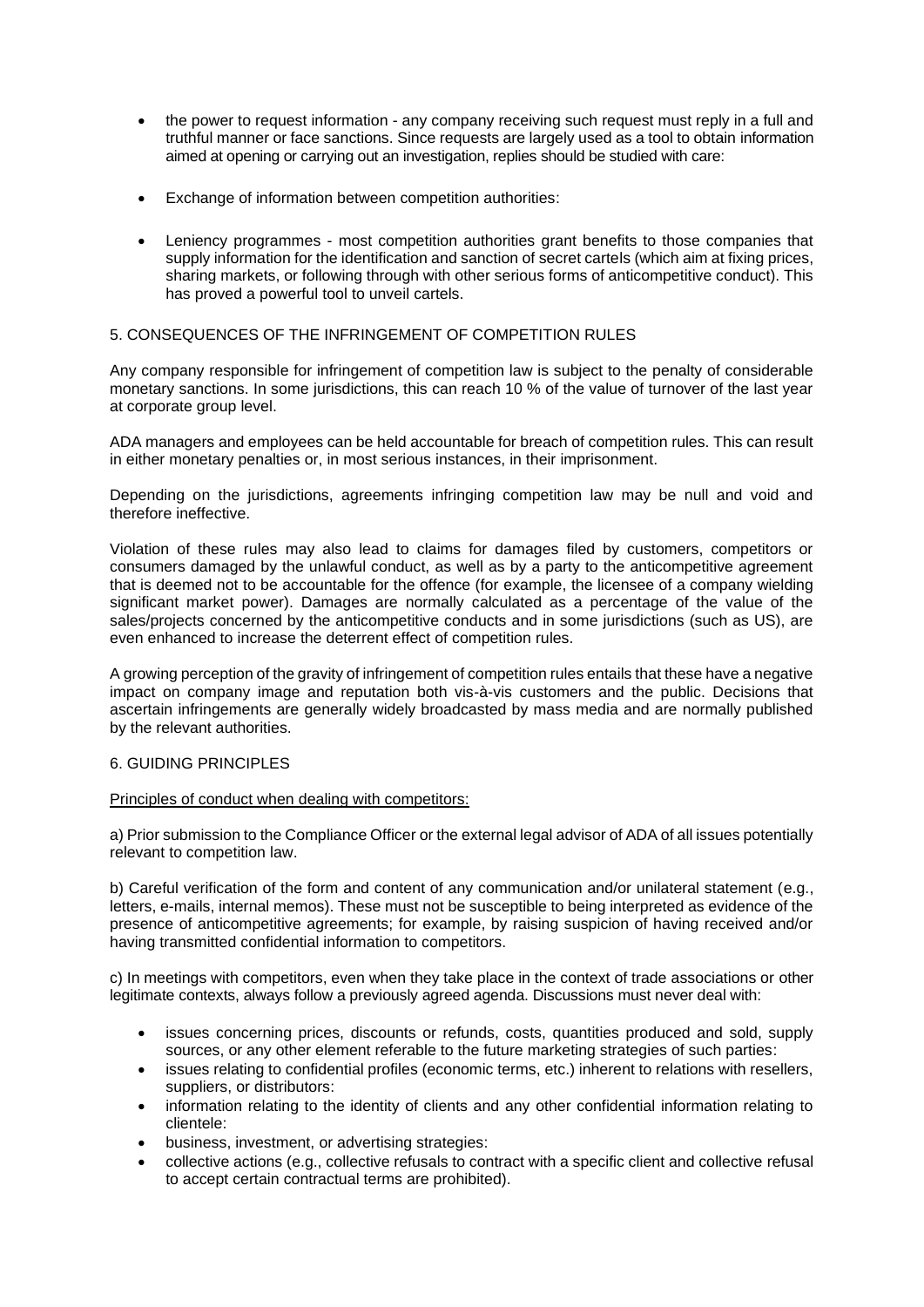- the power to request information - any company receiving such request must reply in a full and truthful manner or face sanctions. Since requests are largely used as a tool to obtain information aimed at opening or carrying out an investigation, replies should be studied with care:
- Exchange of information between competition authorities:
- Leniency programmes - most competition authorities grant benefits to those companies that supply information for the identification and sanction of secret cartels (which aim at fixing prices, sharing markets, or following through with other serious forms of anticompetitive conduct). This has proved a powerful tool to unveil cartels.

## 5. CONSEQUENCES OF THE INFRINGEMENT OF COMPETITION RULES

Any company responsible for infringement of competition law is subject to the penalty of considerable monetary sanctions. In some jurisdictions, this can reach 10 % of the value of turnover of the last year at corporate group level.

ADA managers and employees can be held accountable for breach of competition rules. This can result in either monetary penalties or, in most serious instances, in their imprisonment.

Depending on the jurisdictions, agreements infringing competition law may be null and void and therefore ineffective.

Violation of these rules may also lead to claims for damages filed by customers, competitors or consumers damaged by the unlawful conduct, as well as by a party to the anticompetitive agreement that is deemed not to be accountable for the offence (for example, the licensee of a company wielding significant market power). Damages are normally calculated as a percentage of the value of the sales/projects concerned by the anticompetitive conducts and in some jurisdictions (such as US), are even enhanced to increase the deterrent effect of competition rules.

A growing perception of the gravity of infringement of competition rules entails that these have a negative impact on company image and reputation both vis-à-vis customers and the public. Decisions that ascertain infringements are generally widely broadcasted by mass media and are normally published by the relevant authorities.

## 6. GUIDING PRINCIPLES

Principles of conduct when dealing with competitors:

a) Prior submission to the Compliance Officer or the external legal advisor of ADA of all issues potentially relevant to competition law.

b) Careful verification of the form and content of any communication and/or unilateral statement (e.g., letters, e-mails, internal memos). These must not be susceptible to being interpreted as evidence of the presence of anticompetitive agreements; for example, by raising suspicion of having received and/or having transmitted confidential information to competitors.

c) In meetings with competitors, even when they take place in the context of trade associations or other legitimate contexts, always follow a previously agreed agenda. Discussions must never deal with:

- issues concerning prices, discounts or refunds, costs, quantities produced and sold, supply sources, or any other element referable to the future marketing strategies of such parties:
- issues relating to confidential profiles (economic terms, etc.) inherent to relations with resellers, suppliers, or distributors:
- information relating to the identity of clients and any other confidential information relating to clientele:
- business, investment, or advertising strategies:
- collective actions (e.g., collective refusals to contract with a specific client and collective refusal to accept certain contractual terms are prohibited).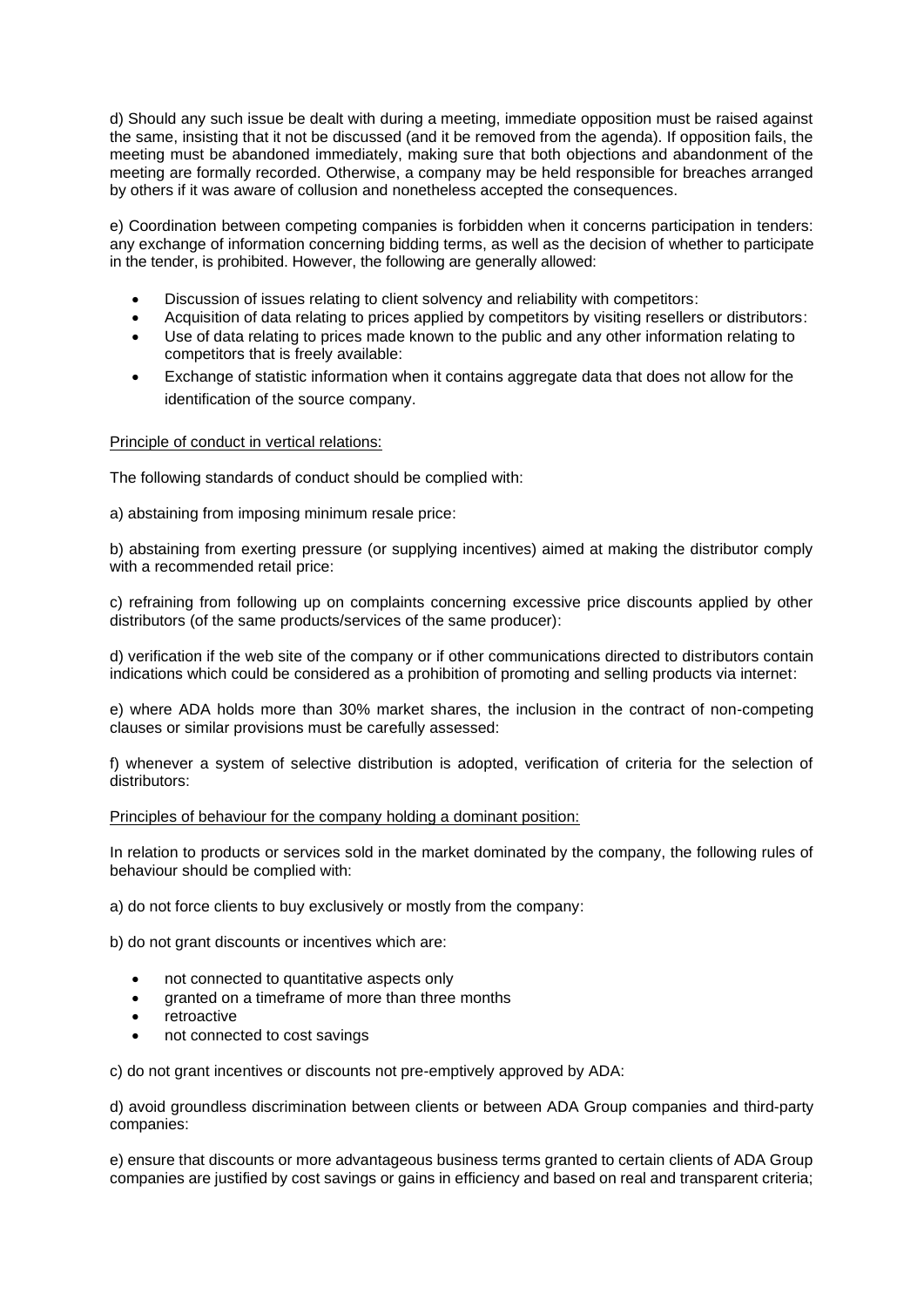d) Should any such issue be dealt with during a meeting, immediate opposition must be raised against the same, insisting that it not be discussed (and it be removed from the agenda). If opposition fails, the meeting must be abandoned immediately, making sure that both objections and abandonment of the meeting are formally recorded. Otherwise, a company may be held responsible for breaches arranged by others if it was aware of collusion and nonetheless accepted the consequences.

e) Coordination between competing companies is forbidden when it concerns participation in tenders: any exchange of information concerning bidding terms, as well as the decision of whether to participate in the tender, is prohibited. However, the following are generally allowed:

- Discussion of issues relating to client solvency and reliability with competitors:
- Acquisition of data relating to prices applied by competitors by visiting resellers or distributors:
- Use of data relating to prices made known to the public and any other information relating to competitors that is freely available:
- Exchange of statistic information when it contains aggregate data that does not allow for the identification of the source company.

<u>Principle of conduct in vertical relations:</u>

The following standards of conduct should be complied with:

a) abstaining from imposing minimum resale price:

b) abstaining from exerting pressure (or supplying incentives) aimed at making the distributor comply with a recommended retail price:

c) refraining from following up on complaints concerning excessive price discounts applied by other distributors (of the same products/services of the same producer):

d) verification if the web site of the company or if other communications directed to distributors contain indications which could be considered as a prohibition of promoting and selling products via internet:

e) where ADA holds more than 30% market shares, the inclusion in the contract of non-competing clauses or similar provisions must be carefully assessed:

f) whenever a system of selective distribution is adopted, verification of criteria for the selection of distributors:

<u>Principles of behaviour for the company holding a dominant position:</u>

In relation to products or services sold in the market dominated by the company, the following rules of behaviour should be complied with:

a) do not force clients to buy exclusively or mostly from the company:

b) do not grant discounts or incentives which are:

- not connected to quantitative aspects only
- granted on a timeframe of more than three months
- retroactive
- not connected to cost savings

c) do not grant incentives or discounts not pre-emptively approved by ADA:

d) avoid groundless discrimination between clients or between ADA Group companies and third-party companies:

e) ensure that discounts or more advantageous business terms granted to certain clients of ADA Group companies are justified by cost savings or gains in efficiency and based on real and transparent criteria;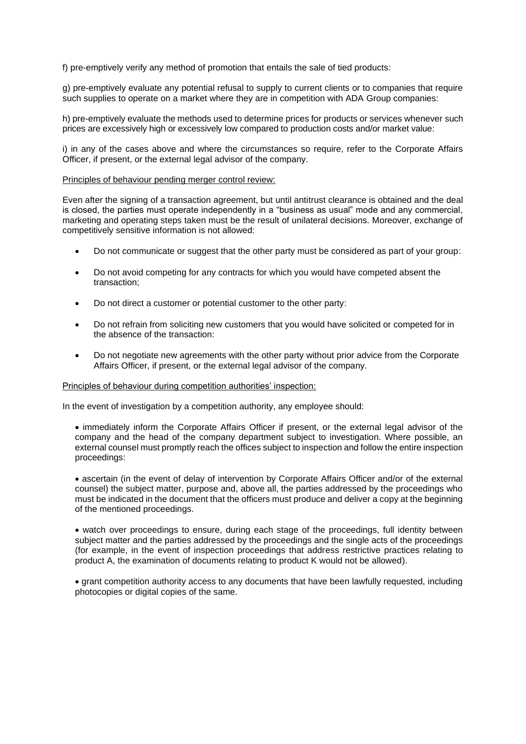f) pre-emptively verify any method of promotion that entails the sale of tied products:

g) pre-emptively evaluate any potential refusal to supply to current clients or to companies that require such supplies to operate on a market where they are in competition with ADA Group companies:

h) pre-emptively evaluate the methods used to determine prices for products or services whenever such prices are excessively high or excessively low compared to production costs and/or market value:

i) in any of the cases above and where the circumstances so require, refer to the Corporate Affairs Officer, if present, or the external legal advisor of the company.

Principles of behaviour pending merger control review:

Even after the signing of a transaction agreement, but until antitrust clearance is obtained and the deal is closed, the parties must operate independently in a "business as usual" mode and any commercial, marketing and operating steps taken must be the result of unilateral decisions. Moreover, exchange of competitively sensitive information is not allowed:

- Do not communicate or suggest that the other party must be considered as part of your group:
- Do not avoid competing for any contracts for which you would have competed absent the transaction;
- Do not direct a customer or potential customer to the other party:
- Do not refrain from soliciting new customers that you would have solicited or competed for in the absence of the transaction:
- Do not negotiate new agreements with the other party without prior advice from the Corporate Affairs Officer, if present, or the external legal advisor of the company.

Principles of behaviour during competition authorities' inspection:

In the event of investigation by a competition authority, any employee should:

- immediately inform the Corporate Affairs Officer if present, or the external legal advisor of the company and the head of the company department subject to investigation. Where possible, an external counsel must promptly reach the offices subject to inspection and follow the entire inspection proceedings:

- ascertain (in the event of delay of intervention by Corporate Affairs Officer and/or of the external counsel) the subject matter, purpose and, above all, the parties addressed by the proceedings who must be indicated in the document that the officers must produce and deliver a copy at the beginning of the mentioned proceedings.

- watch over proceedings to ensure, during each stage of the proceedings, full identity between subject matter and the parties addressed by the proceedings and the single acts of the proceedings (for example, in the event of inspection proceedings that address restrictive practices relating to product A, the examination of documents relating to product K would not be allowed).

- grant competition authority access to any documents that have been lawfully requested, including photocopies or digital copies of the same.